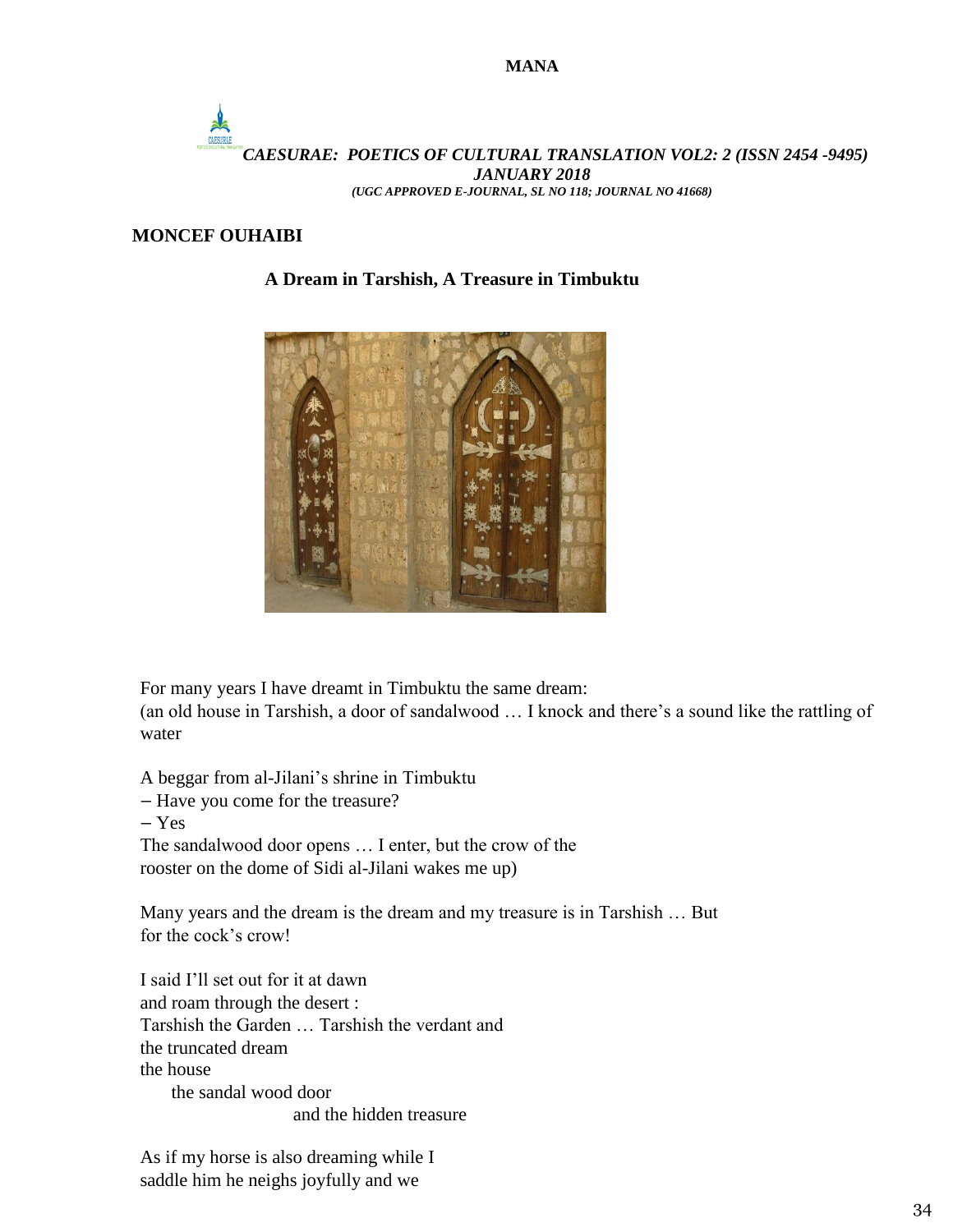# MONCEF OUHAIBI

## A Dream in Tarshish, A Treasure in Timbuktu

For many years I have dreamt in Timbuktu the same dream:
(an old house in Tarshish, a door of sandalwood … I knock and there's a sound like the rattling of water

A beggar from al-Jilani's shrine in Timbuktu
– Have you come for the treasure?
– Yes
The sandalwood door opens … I enter, but the crow of the
rooster on the dome of Sidi al-Jilani wakes me up)

Many years and the dream is the dream and my treasure is in Tarshish … But
for the cock's crow!

I said I'll set out for it at dawn
and roam through the desert :
Tarshish the Garden … Tarshish the verdant and
the truncated dream
the house
    the sandal wood door
                    and the hidden treasure

As if my horse is also dreaming while I
saddle him he neighs joyfully and we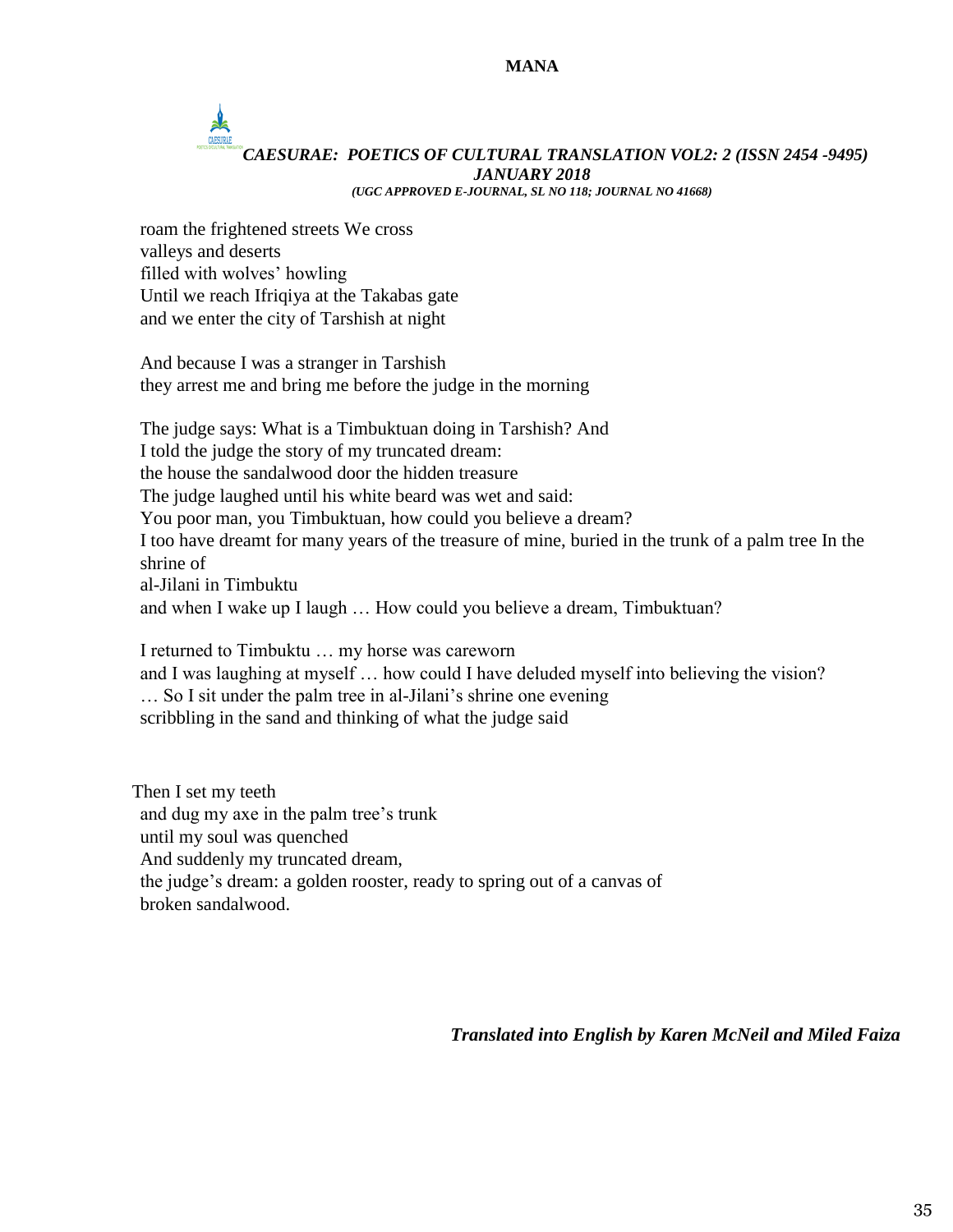roam the frightened streets We cross  
valleys and deserts  
filled with wolves' howling  
Until we reach Ifriqiya at the Takabas gate  
and we enter the city of Tarshish at night

And because I was a stranger in Tarshish  
they arrest me and bring me before the judge in the morning

The judge says: What is a Timbuktuan doing in Tarshish? And  
I told the judge the story of my truncated dream:  
the house the sandalwood door the hidden treasure  
The judge laughed until his white beard was wet and said:  
You poor man, you Timbuktuan, how could you believe a dream?  
I too have dreamt for many years of the treasure of mine, buried in the trunk of a palm tree In the shrine of  
al-Jilani in Timbuktu  
and when I wake up I laugh … How could you believe a dream, Timbuktuan?

I returned to Timbuktu … my horse was careworn  
and I was laughing at myself … how could I have deluded myself into believing the vision?  
… So I sit under the palm tree in al-Jilani's shrine one evening  
scribbling in the sand and thinking of what the judge said

Then I set my teeth  
and dug my axe in the palm tree's trunk  
until my soul was quenched  
And suddenly my truncated dream,  
the judge's dream: a golden rooster, ready to spring out of a canvas of  
broken sandalwood.

***Translated into English by Karen McNeil and Miled Faiza***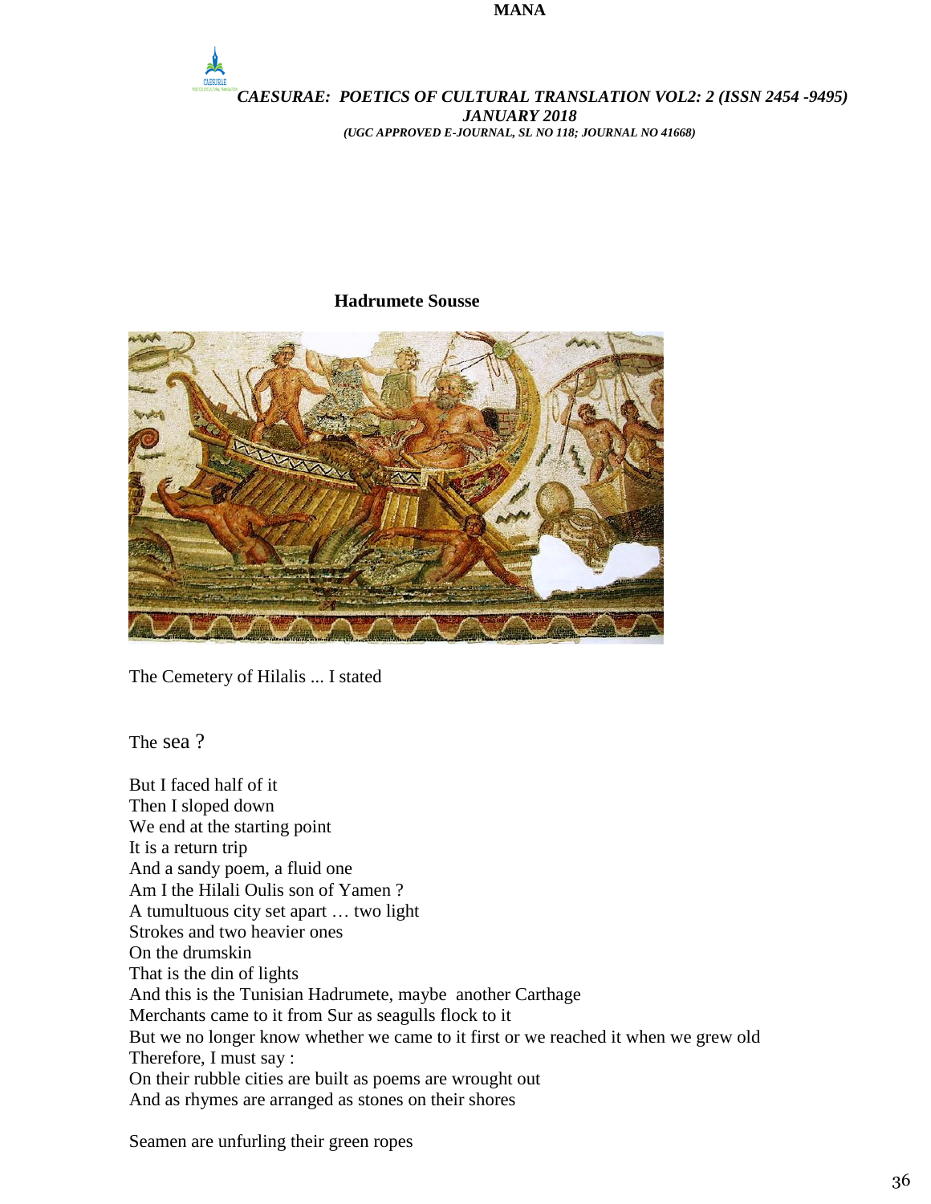**Hadrumete Sousse**

The Cemetery of Hilalis ... I stated

The sea ?

But I faced half of it  
Then I sloped down  
We end at the starting point  
It is a return trip  
And a sandy poem, a fluid one  
Am I the Hilali Oulis son of Yamen ?  
A tumultuous city set apart … two light  
Strokes and two heavier ones  
On the drumskin  
That is the din of lights  
And this is the Tunisian Hadrumete, maybe another Carthage  
Merchants came to it from Sur as seagulls flock to it  
But we no longer know whether we came to it first or we reached it when we grew old  
Therefore, I must say :  
On their rubble cities are built as poems are wrought out  
And as rhymes are arranged as stones on their shores

Seamen are unfurling their green ropes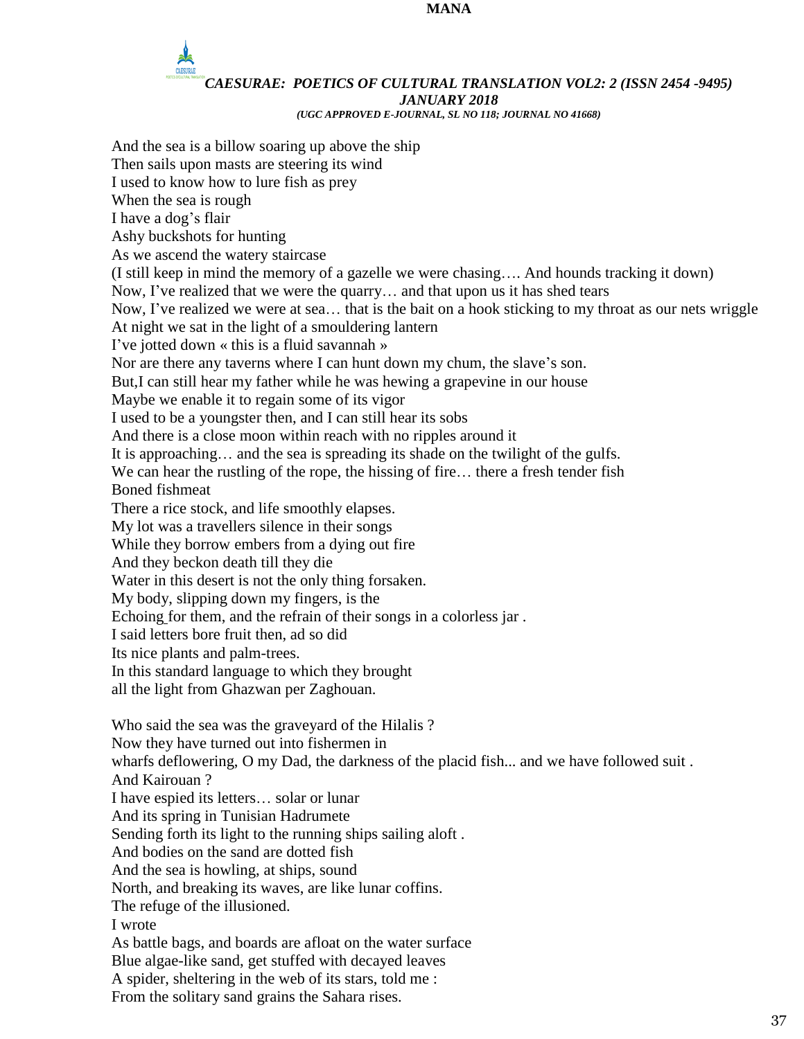And the sea is a billow soaring up above the ship
Then sails upon masts are steering its wind
I used to know how to lure fish as prey
When the sea is rough
I have a dog's flair
Ashy buckshots for hunting
As we ascend the watery staircase
(I still keep in mind the memory of a gazelle we were chasing…. And hounds tracking it down)
Now, I've realized that we were the quarry… and that upon us it has shed tears
Now, I've realized we were at sea… that is the bait on a hook sticking to my throat as our nets wriggle
At night we sat in the light of a smouldering lantern
I've jotted down « this is a fluid savannah »
Nor are there any taverns where I can hunt down my chum, the slave's son.
But,I can still hear my father while he was hewing a grapevine in our house
Maybe we enable it to regain some of its vigor
I used to be a youngster then, and I can still hear its sobs
And there is a close moon within reach with no ripples around it
It is approaching… and the sea is spreading its shade on the twilight of the gulfs.
We can hear the rustling of the rope, the hissing of fire… there a fresh tender fish
Boned fishmeat
There a rice stock, and life smoothly elapses.
My lot was a travellers silence in their songs
While they borrow embers from a dying out fire
And they beckon death till they die
Water in this desert is not the only thing forsaken.
My body, slipping down my fingers, is the
Echoing for them, and the refrain of their songs in a colorless jar .
I said letters bore fruit then, ad so did
Its nice plants and palm-trees.
In this standard language to which they brought
all the light from Ghazwan per Zaghouan.

Who said the sea was the graveyard of the Hilalis ?
Now they have turned out into fishermen in
wharfs deflowering, O my Dad, the darkness of the placid fish... and we have followed suit .
And Kairouan ?
I have espied its letters… solar or lunar
And its spring in Tunisian Hadrumete
Sending forth its light to the running ships sailing aloft .
And bodies on the sand are dotted fish
And the sea is howling, at ships, sound
North, and breaking its waves, are like lunar coffins.
The refuge of the illusioned.
I wrote
As battle bags, and boards are afloat on the water surface
Blue algae-like sand, get stuffed with decayed leaves
A spider, sheltering in the web of its stars, told me :
From the solitary sand grains the Sahara rises.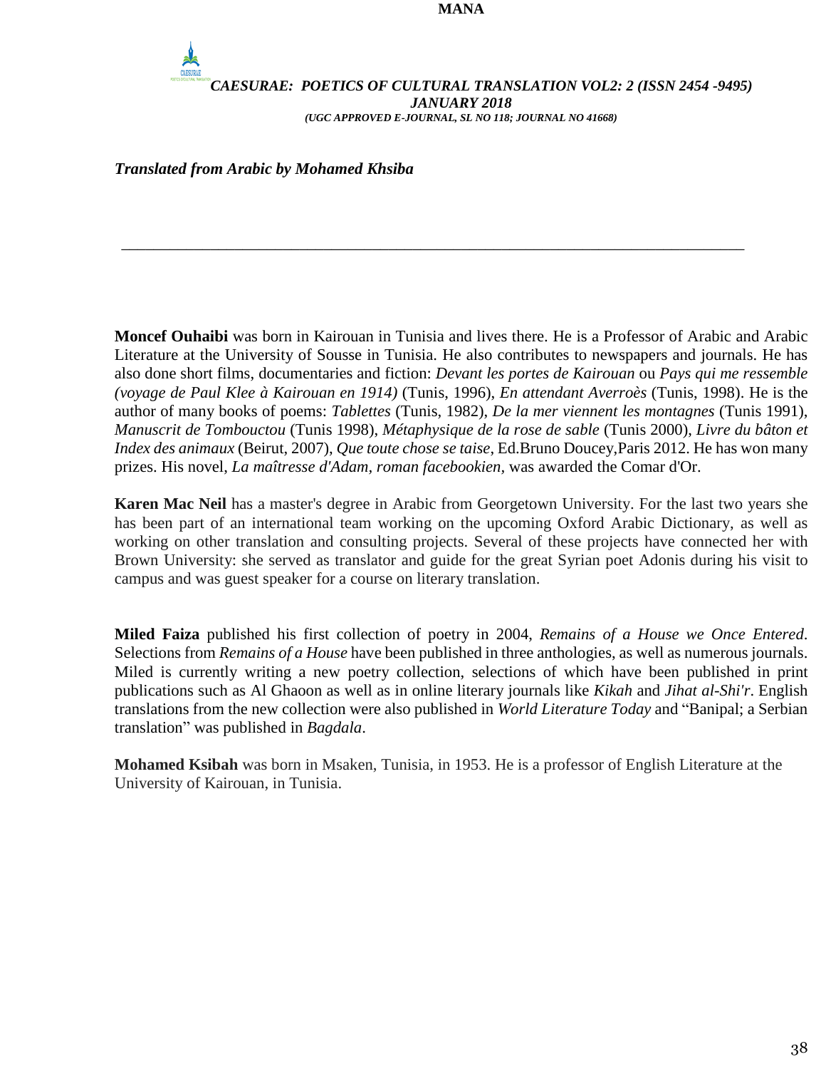***Translated from Arabic by Mohamed Khsiba***

---

**Moncef Ouhaibi** was born in Kairouan in Tunisia and lives there. He is a Professor of Arabic and Arabic Literature at the University of Sousse in Tunisia. He also contributes to newspapers and journals. He has also done short films, documentaries and fiction: *Devant les portes de Kairouan* ou *Pays qui me ressemble (voyage de Paul Klee à Kairouan en 1914)* (Tunis, 1996), *En attendant Averroès* (Tunis, 1998). He is the author of many books of poems: *Tablettes* (Tunis, 1982), *De la mer viennent les montagnes* (Tunis 1991), *Manuscrit de Tombouctou* (Tunis 1998), *Métaphysique de la rose de sable* (Tunis 2000), *Livre du bâton et Index des animaux* (Beirut, 2007), *Que toute chose se taise*, Ed.Bruno Doucey,Paris 2012. He has won many prizes. His novel, *La maîtresse d'Adam, roman facebookien*, was awarded the Comar d'Or.

**Karen Mac Neil** has a master's degree in Arabic from Georgetown University. For the last two years she has been part of an international team working on the upcoming Oxford Arabic Dictionary, as well as working on other translation and consulting projects. Several of these projects have connected her with Brown University: she served as translator and guide for the great Syrian poet Adonis during his visit to campus and was guest speaker for a course on literary translation.

**Miled Faiza** published his first collection of poetry in 2004, *Remains of a House we Once Entered*. Selections from *Remains of a House* have been published in three anthologies, as well as numerous journals. Miled is currently writing a new poetry collection, selections of which have been published in print publications such as Al Ghaoon as well as in online literary journals like *Kikah* and *Jihat al-Shi'r*. English translations from the new collection were also published in *World Literature Today* and "Banipal; a Serbian translation" was published in *Bagdala*.

**Mohamed Ksibah** was born in Msaken, Tunisia, in 1953. He is a professor of English Literature at the University of Kairouan, in Tunisia.